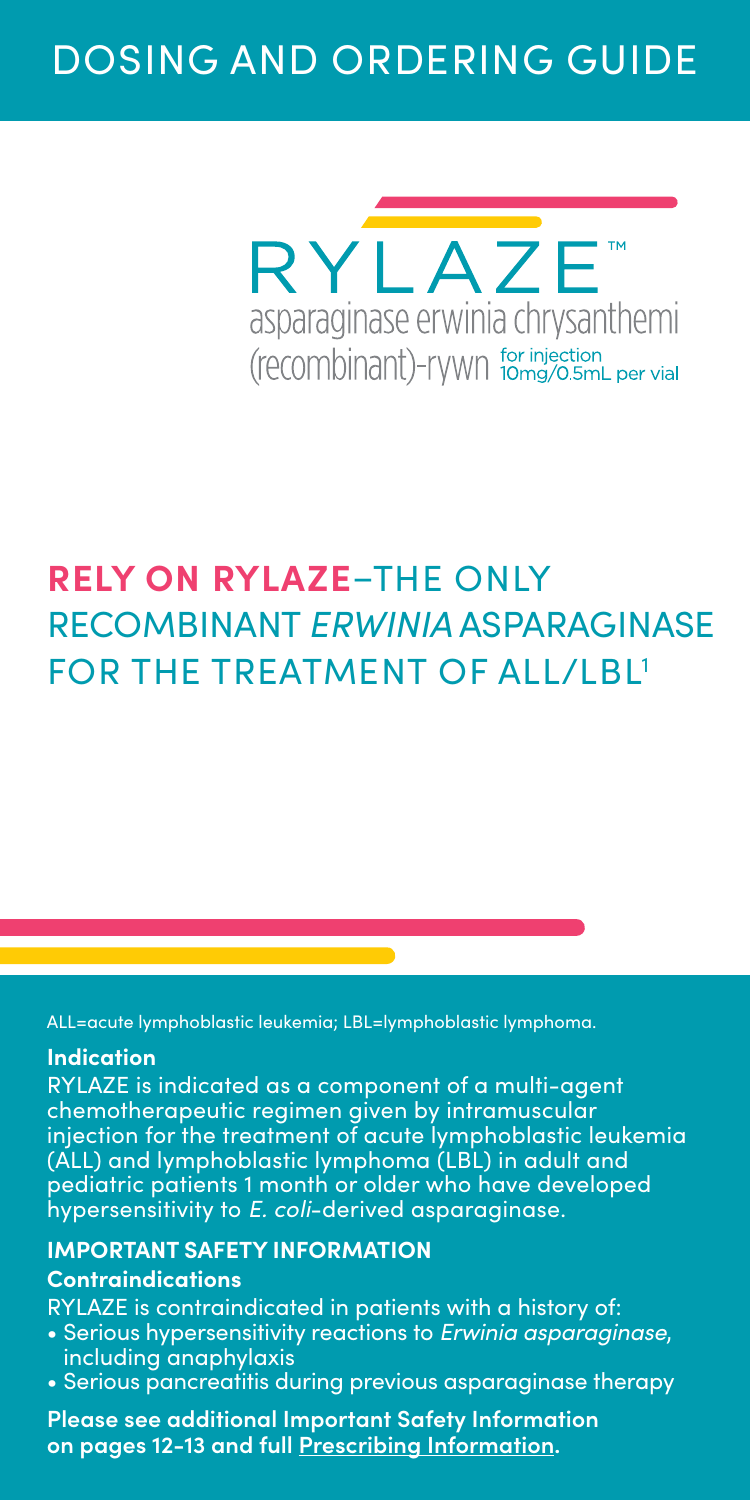# DOSING AND ORDERING GUIDE

RYLAZE™
asparaginase erwinia chrysanthemi (recombinant)-rywn for injection 10mg/0.5mL per vial

## **RELY ON RYLAZE**–THE ONLY RECOMBINANT *ERWINIA* ASPARAGINASE FOR THE TREATMENT OF ALL/LBL[1]

ALL=acute lymphoblastic leukemia; LBL=lymphoblastic lymphoma.

**Indication**

RYLAZE is indicated as a component of a multi-agent chemotherapeutic regimen given by intramuscular injection for the treatment of acute lymphoblastic leukemia (ALL) and lymphoblastic lymphoma (LBL) in adult and pediatric patients 1 month or older who have developed hypersensitivity to *E. coli*-derived asparaginase.

**IMPORTANT SAFETY INFORMATION**

**Contraindications**

RYLAZE is contraindicated in patients with a history of:

- Serious hypersensitivity reactions to *Erwinia asparaginase*, including anaphylaxis
- Serious pancreatitis during previous asparaginase therapy

**Please see additional Important Safety Information on pages 12-13 and full Prescribing Information.**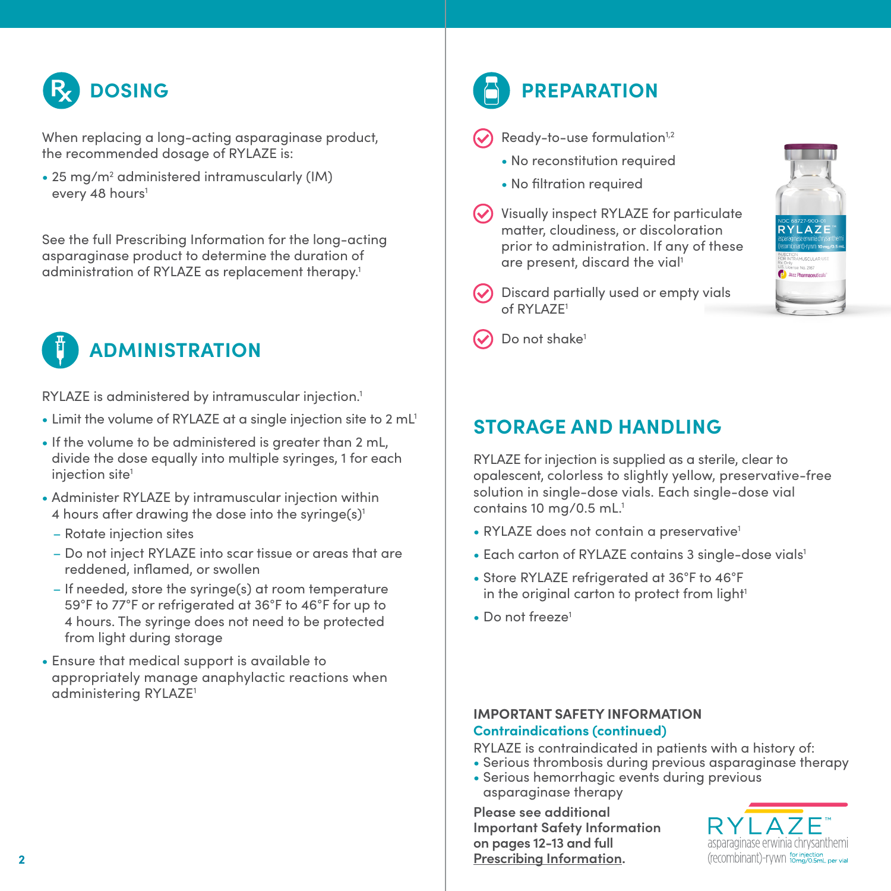## DOSING

When replacing a long-acting asparaginase product, the recommended dosage of RYLAZE is:

- 25 mg/m$^2$ administered intramuscularly (IM) every 48 hours[1]

See the full Prescribing Information for the long-acting asparaginase product to determine the duration of administration of RYLAZE as replacement therapy.[1]

## ADMINISTRATION

RYLAZE is administered by intramuscular injection.[1]

- Limit the volume of RYLAZE at a single injection site to 2 mL[1]
- If the volume to be administered is greater than 2 mL, divide the dose equally into multiple syringes, 1 for each injection site[1]
- Administer RYLAZE by intramuscular injection within 4 hours after drawing the dose into the syringe(s)[1]
  - Rotate injection sites
  - Do not inject RYLAZE into scar tissue or areas that are reddened, inflamed, or swollen
  - If needed, store the syringe(s) at room temperature 59°F to 77°F or refrigerated at 36°F to 46°F for up to 4 hours. The syringe does not need to be protected from light during storage
- Ensure that medical support is available to appropriately manage anaphylactic reactions when administering RYLAZE[1]

## PREPARATION

- Ready-to-use formulation[1,2]
  - No reconstitution required
  - No filtration required
- Visually inspect RYLAZE for particulate matter, cloudiness, or discoloration prior to administration. If any of these are present, discard the vial[1]
- Discard partially used or empty vials of RYLAZE[1]
- Do not shake[1]

## STORAGE AND HANDLING

RYLAZE for injection is supplied as a sterile, clear to opalescent, colorless to slightly yellow, preservative-free solution in single-dose vials. Each single-dose vial contains 10 mg/0.5 mL.[1]

- RYLAZE does not contain a preservative[1]
- Each carton of RYLAZE contains 3 single-dose vials[1]
- Store RYLAZE refrigerated at 36°F to 46°F in the original carton to protect from light[1]
- Do not freeze[1]

**IMPORTANT SAFETY INFORMATION**

**Contraindications (continued)**

RYLAZE is contraindicated in patients with a history of:

- Serious thrombosis during previous asparaginase therapy
- Serious hemorrhagic events during previous asparaginase therapy

**Please see additional Important Safety Information on pages 12-13 and full Prescribing Information.**

RYLAZE™ asparaginase erwinia chrysanthemi (recombinant)-rywn for injection 10mg/0.5mL per vial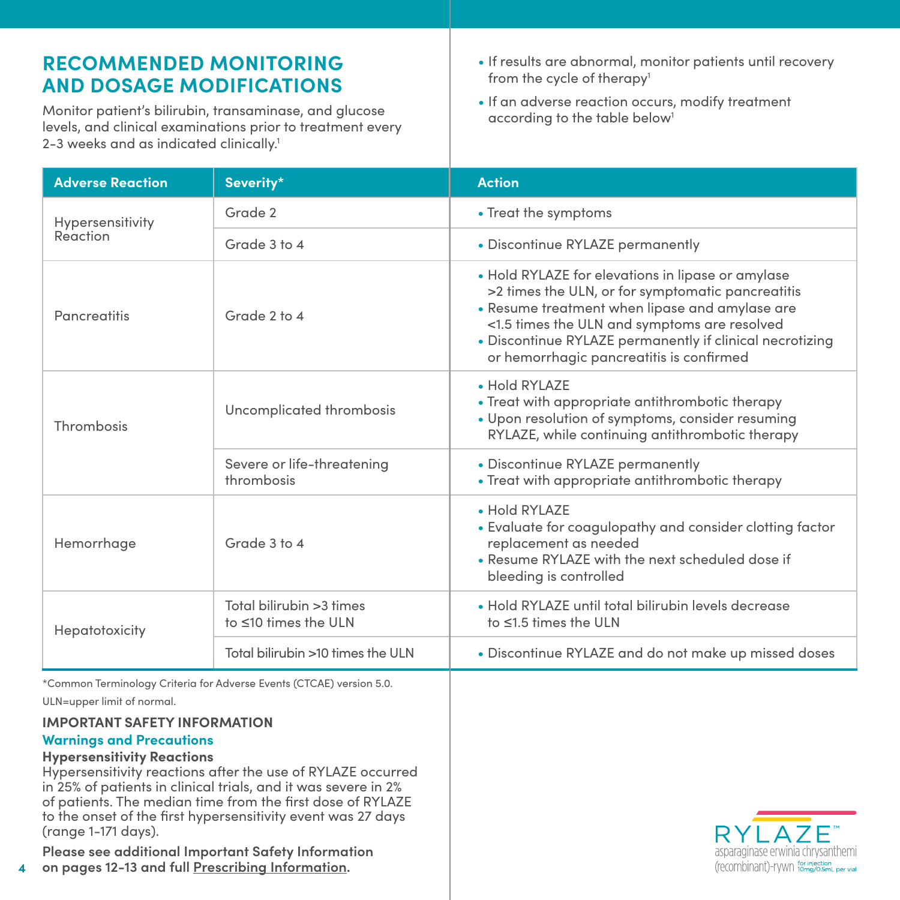## RECOMMENDED MONITORING AND DOSAGE MODIFICATIONS

Monitor patient's bilirubin, transaminase, and glucose levels, and clinical examinations prior to treatment every 2-3 weeks and as indicated clinically.[1]

- If results are abnormal, monitor patients until recovery from the cycle of therapy[1]
- If an adverse reaction occurs, modify treatment according to the table below[1]

| Adverse Reaction | Severity* | Action |
|---|---|---|
| Hypersensitivity Reaction | Grade 2 | • Treat the symptoms |
| | Grade 3 to 4 | • Discontinue RYLAZE permanently |
| Pancreatitis | Grade 2 to 4 | • Hold RYLAZE for elevations in lipase or amylase >2 times the ULN, or for symptomatic pancreatitis<br>• Resume treatment when lipase and amylase are <1.5 times the ULN and symptoms are resolved<br>• Discontinue RYLAZE permanently if clinical necrotizing or hemorrhagic pancreatitis is confirmed |
| Thrombosis | Uncomplicated thrombosis | • Hold RYLAZE<br>• Treat with appropriate antithrombotic therapy<br>• Upon resolution of symptoms, consider resuming RYLAZE, while continuing antithrombotic therapy |
| | Severe or life-threatening thrombosis | • Discontinue RYLAZE permanently<br>• Treat with appropriate antithrombotic therapy |
| Hemorrhage | Grade 3 to 4 | • Hold RYLAZE<br>• Evaluate for coagulopathy and consider clotting factor replacement as needed<br>• Resume RYLAZE with the next scheduled dose if bleeding is controlled |
| Hepatotoxicity | Total bilirubin >3 times to ≤10 times the ULN | • Hold RYLAZE until total bilirubin levels decrease to ≤1.5 times the ULN |
| | Total bilirubin >10 times the ULN | • Discontinue RYLAZE and do not make up missed doses |

*Common Terminology Criteria for Adverse Events (CTCAE) version 5.0.

ULN=upper limit of normal.

**IMPORTANT SAFETY INFORMATION**

**Warnings and Precautions**

**Hypersensitivity Reactions**

Hypersensitivity reactions after the use of RYLAZE occurred in 25% of patients in clinical trials, and it was severe in 2% of patients. The median time from the first dose of RYLAZE to the onset of the first hypersensitivity event was 27 days (range 1-171 days).

**Please see additional Important Safety Information on pages 12-13 and full Prescribing Information.**

RYLAZE™ asparaginase erwinia chrysanthemi (recombinant)-rywn for injection 10mg/0.5mL per vial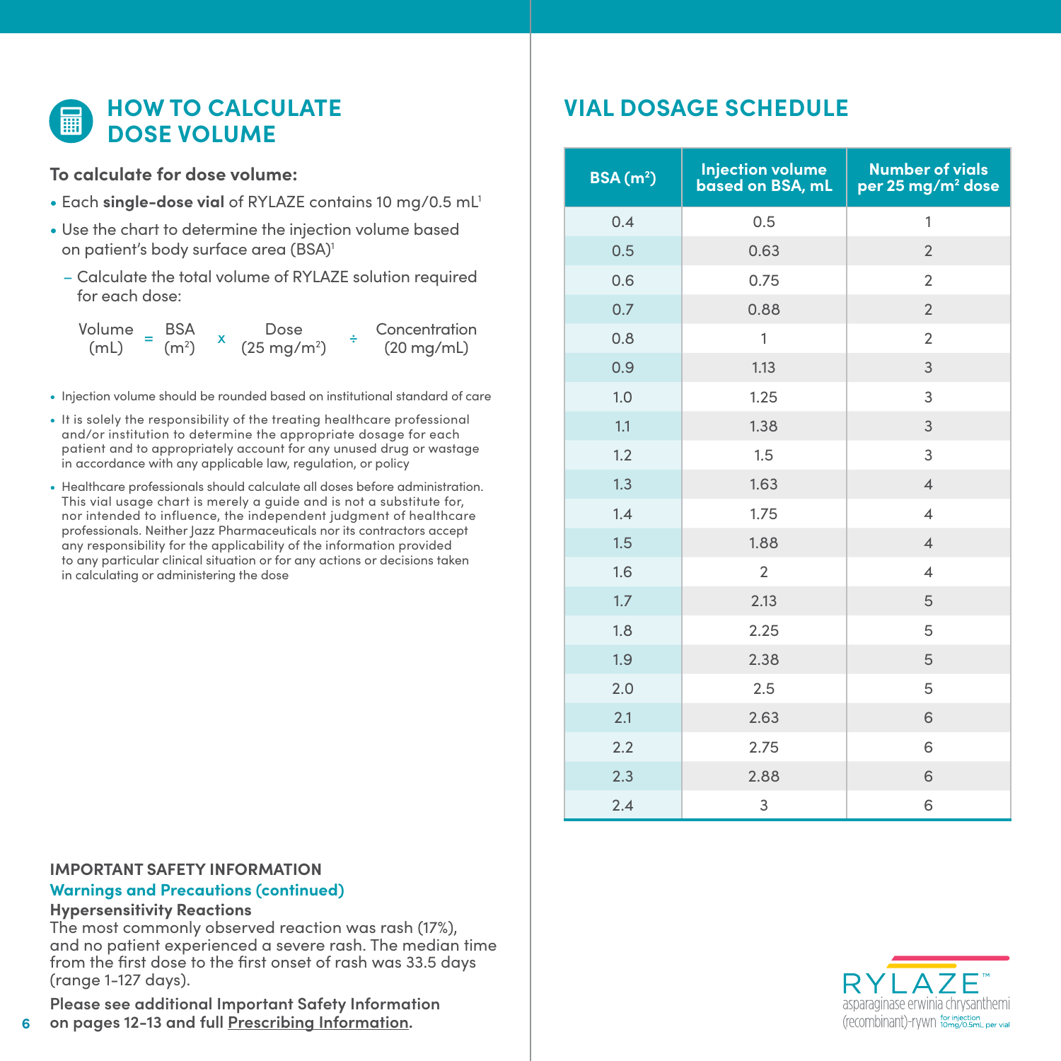## HOW TO CALCULATE DOSE VOLUME

**To calculate for dose volume:**

- Each **single-dose vial** of RYLAZE contains 10 mg/0.5 mL[1]
- Use the chart to determine the injection volume based on patient's body surface area (BSA)[1]
  - Calculate the total volume of RYLAZE solution required for each dose:

$$\text{Volume (mL)} = \text{BSA } (m^2) \times \text{Dose } (25 \text{ mg}/m^2) \div \text{Concentration } (20 \text{ mg/mL})$$

- Injection volume should be rounded based on institutional standard of care
- It is solely the responsibility of the treating healthcare professional and/or institution to determine the appropriate dosage for each patient and to appropriately account for any unused drug or wastage in accordance with any applicable law, regulation, or policy
- Healthcare professionals should calculate all doses before administration. This vial usage chart is merely a guide and is not a substitute for, nor intended to influence, the independent judgment of healthcare professionals. Neither Jazz Pharmaceuticals nor its contractors accept any responsibility for the applicability of the information provided to any particular clinical situation or for any actions or decisions taken in calculating or administering the dose

**IMPORTANT SAFETY INFORMATION**

**Warnings and Precautions (continued)**

**Hypersensitivity Reactions**

The most commonly observed reaction was rash (17%), and no patient experienced a severe rash. The median time from the first dose to the first onset of rash was 33.5 days (range 1-127 days).

**Please see additional Important Safety Information on pages 12-13 and full Prescribing Information.**

## VIAL DOSAGE SCHEDULE

| BSA ($m^2$) | Injection volume based on BSA, mL | Number of vials per 25 mg/$m^2$ dose |
|---|---|---|
| 0.4 | 0.5 | 1 |
| 0.5 | 0.63 | 2 |
| 0.6 | 0.75 | 2 |
| 0.7 | 0.88 | 2 |
| 0.8 | 1 | 2 |
| 0.9 | 1.13 | 3 |
| 1.0 | 1.25 | 3 |
| 1.1 | 1.38 | 3 |
| 1.2 | 1.5 | 3 |
| 1.3 | 1.63 | 4 |
| 1.4 | 1.75 | 4 |
| 1.5 | 1.88 | 4 |
| 1.6 | 2 | 4 |
| 1.7 | 2.13 | 5 |
| 1.8 | 2.25 | 5 |
| 1.9 | 2.38 | 5 |
| 2.0 | 2.5 | 5 |
| 2.1 | 2.63 | 6 |
| 2.2 | 2.75 | 6 |
| 2.3 | 2.88 | 6 |
| 2.4 | 3 | 6 |

RYLAZE™ asparaginase erwinia chrysanthemi (recombinant)-rywn for injection 10mg/0.5mL per vial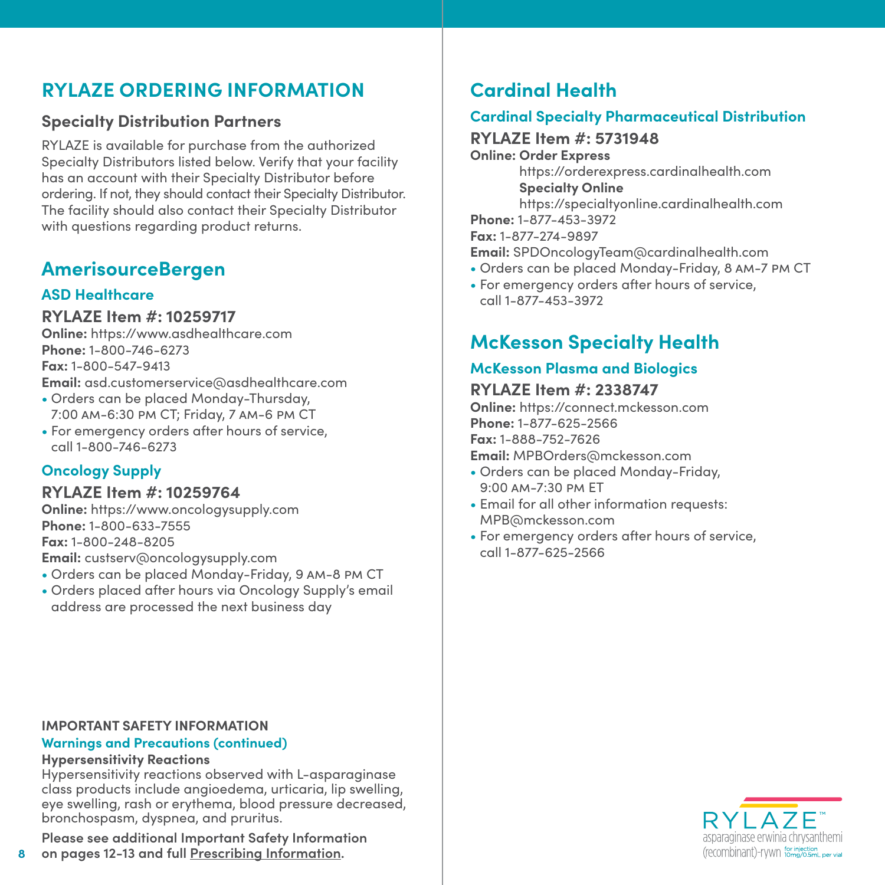# RYLAZE ORDERING INFORMATION

### Specialty Distribution Partners

RYLAZE is available for purchase from the authorized Specialty Distributors listed below. Verify that your facility has an account with their Specialty Distributor before ordering. If not, they should contact their Specialty Distributor. The facility should also contact their Specialty Distributor with questions regarding product returns.

## AmerisourceBergen

### ASD Healthcare

**RYLAZE Item #: 10259717**

**Online:** https://www.asdhealthcare.com
**Phone:** 1-800-746-6273
**Fax:** 1-800-547-9413
**Email:** asd.customerservice@asdhealthcare.com

- Orders can be placed Monday-Thursday, 7:00 AM-6:30 PM CT; Friday, 7 AM-6 PM CT
- For emergency orders after hours of service, call 1-800-746-6273

### Oncology Supply

**RYLAZE Item #: 10259764**

**Online:** https://www.oncologysupply.com
**Phone:** 1-800-633-7555
**Fax:** 1-800-248-8205
**Email:** custserv@oncologysupply.com

- Orders can be placed Monday-Friday, 9 AM-8 PM CT
- Orders placed after hours via Oncology Supply's email address are processed the next business day

## Cardinal Health

### Cardinal Specialty Pharmaceutical Distribution

**RYLAZE Item #: 5731948**

**Online: Order Express**
https://orderexpress.cardinalhealth.com
**Specialty Online**
https://specialtyonline.cardinalhealth.com
**Phone:** 1-877-453-3972
**Fax:** 1-877-274-9897
**Email:** SPDOncologyTeam@cardinalhealth.com

- Orders can be placed Monday-Friday, 8 AM-7 PM CT
- For emergency orders after hours of service, call 1-877-453-3972

## McKesson Specialty Health

### McKesson Plasma and Biologics

**RYLAZE Item #: 2338747**

**Online:** https://connect.mckesson.com
**Phone:** 1-877-625-2566
**Fax:** 1-888-752-7626
**Email:** MPBOrders@mckesson.com

- Orders can be placed Monday-Friday, 9:00 AM-7:30 PM ET
- Email for all other information requests: MPB@mckesson.com
- For emergency orders after hours of service, call 1-877-625-2566

**IMPORTANT SAFETY INFORMATION**

**Warnings and Precautions (continued)**

**Hypersensitivity Reactions**

Hypersensitivity reactions observed with L-asparaginase class products include angioedema, urticaria, lip swelling, eye swelling, rash or erythema, blood pressure decreased, bronchospasm, dyspnea, and pruritus.

**Please see additional Important Safety Information on pages 12-13 and full Prescribing Information.**

RYLAZE™ asparaginase erwinia chrysanthemi (recombinant)-rywn for injection 10mg/0.5mL per vial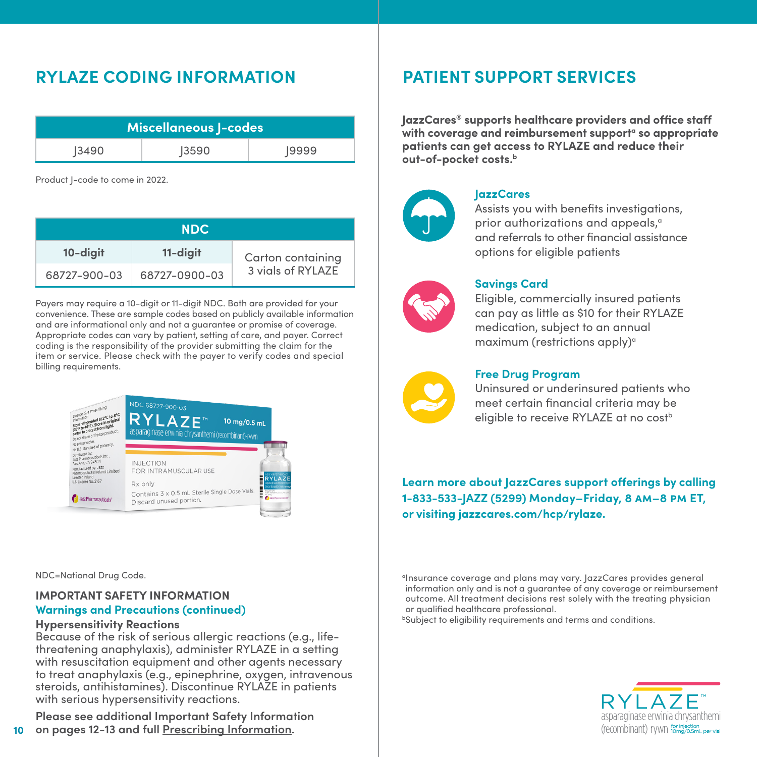## RYLAZE CODING INFORMATION

| Miscellaneous J-codes | | |
|---|---|---|
| J3490 | J3590 | J9999 |

Product J-code to come in 2022.

| NDC | | |
|---|---|---|
| 10-digit | 11-digit | Carton containing 3 vials of RYLAZE |
| 68727-900-03 | 68727-0900-03 | |

Payers may require a 10-digit or 11-digit NDC. Both are provided for your convenience. These are sample codes based on publicly available information and are informational only and not a guarantee or promise of coverage. Appropriate codes can vary by patient, setting of care, and payer. Correct coding is the responsibility of the provider submitting the claim for the item or service. Please check with the payer to verify codes and special billing requirements.

NDC=National Drug Code.

### IMPORTANT SAFETY INFORMATION

**Warnings and Precautions (continued)**

**Hypersensitivity Reactions**

Because of the risk of serious allergic reactions (e.g., life-threatening anaphylaxis), administer RYLAZE in a setting with resuscitation equipment and other agents necessary to treat anaphylaxis (e.g., epinephrine, oxygen, intravenous steroids, antihistamines). Discontinue RYLAZE in patients with serious hypersensitivity reactions.

**Please see additional Important Safety Information on pages 12-13 and full Prescribing Information.**

## PATIENT SUPPORT SERVICES

**JazzCares® supports healthcare providers and office staff with coverage and reimbursement support[a] so appropriate patients can get access to RYLAZE and reduce their out-of-pocket costs.[b]**

**JazzCares**

Assists you with benefits investigations, prior authorizations and appeals,[a] and referrals to other financial assistance options for eligible patients

**Savings Card**

Eligible, commercially insured patients can pay as little as $10 for their RYLAZE medication, subject to an annual maximum (restrictions apply)[a]

**Free Drug Program**

Uninsured or underinsured patients who meet certain financial criteria may be eligible to receive RYLAZE at no cost[b]

**Learn more about JazzCares support offerings by calling 1-833-533-JAZZ (5299) Monday–Friday, 8 AM–8 PM ET, or visiting jazzcares.com/hcp/rylaze.**

[a]Insurance coverage and plans may vary. JazzCares provides general information only and is not a guarantee of any coverage or reimbursement outcome. All treatment decisions rest solely with the treating physician or qualified healthcare professional.

[b]Subject to eligibility requirements and terms and conditions.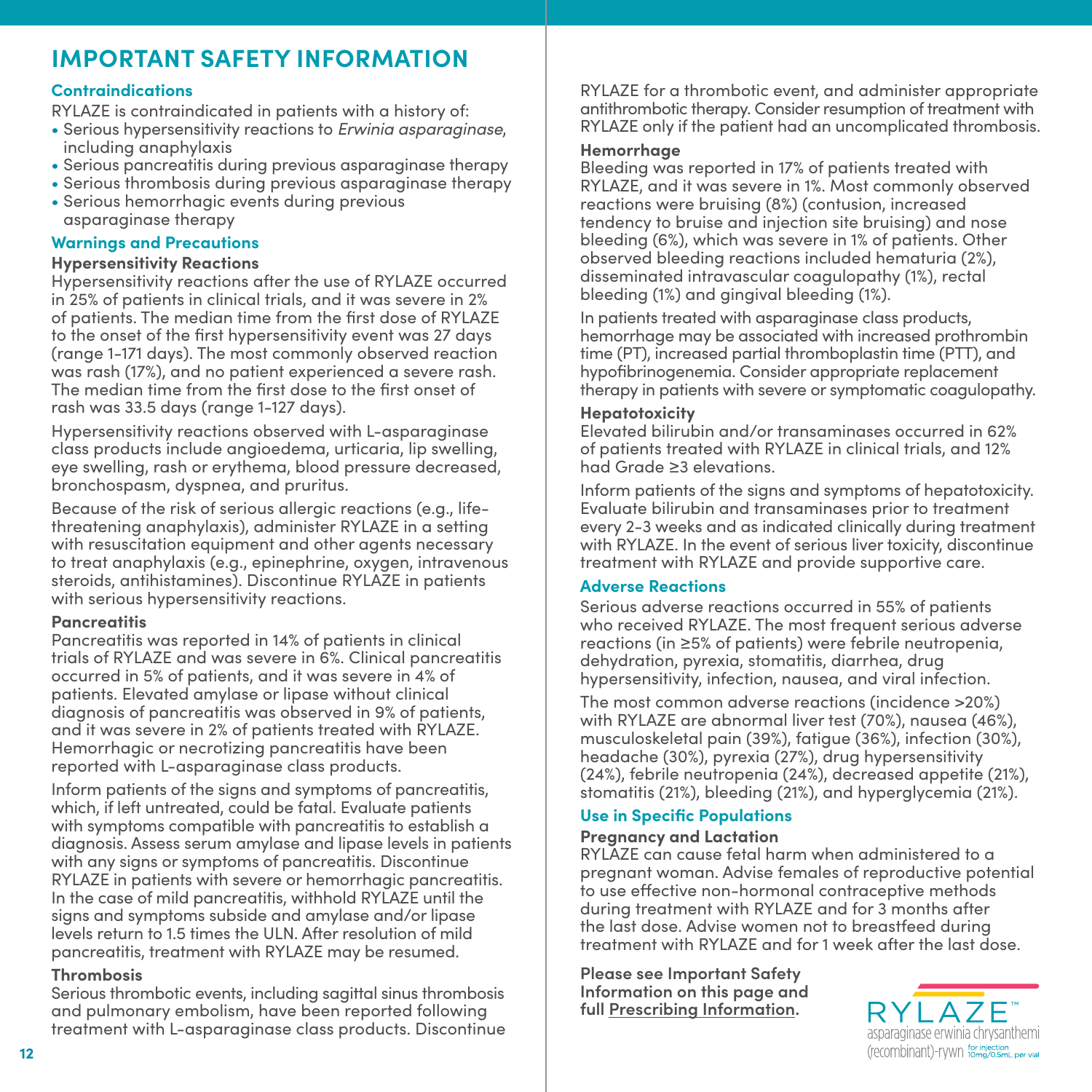# IMPORTANT SAFETY INFORMATION

## Contraindications

RYLAZE is contraindicated in patients with a history of:

- Serious hypersensitivity reactions to *Erwinia asparaginase*, including anaphylaxis
- Serious pancreatitis during previous asparaginase therapy
- Serious thrombosis during previous asparaginase therapy
- Serious hemorrhagic events during previous asparaginase therapy

## Warnings and Precautions

### Hypersensitivity Reactions

Hypersensitivity reactions after the use of RYLAZE occurred in 25% of patients in clinical trials, and it was severe in 2% of patients. The median time from the first dose of RYLAZE to the onset of the first hypersensitivity event was 27 days (range 1-171 days). The most commonly observed reaction was rash (17%), and no patient experienced a severe rash. The median time from the first dose to the first onset of rash was 33.5 days (range 1-127 days).

Hypersensitivity reactions observed with L-asparaginase class products include angioedema, urticaria, lip swelling, eye swelling, rash or erythema, blood pressure decreased, bronchospasm, dyspnea, and pruritus.

Because of the risk of serious allergic reactions (e.g., life-threatening anaphylaxis), administer RYLAZE in a setting with resuscitation equipment and other agents necessary to treat anaphylaxis (e.g., epinephrine, oxygen, intravenous steroids, antihistamines). Discontinue RYLAZE in patients with serious hypersensitivity reactions.

### Pancreatitis

Pancreatitis was reported in 14% of patients in clinical trials of RYLAZE and was severe in 6%. Clinical pancreatitis occurred in 5% of patients, and it was severe in 4% of patients. Elevated amylase or lipase without clinical diagnosis of pancreatitis was observed in 9% of patients, and it was severe in 2% of patients treated with RYLAZE. Hemorrhagic or necrotizing pancreatitis have been reported with L-asparaginase class products.

Inform patients of the signs and symptoms of pancreatitis, which, if left untreated, could be fatal. Evaluate patients with symptoms compatible with pancreatitis to establish a diagnosis. Assess serum amylase and lipase levels in patients with any signs or symptoms of pancreatitis. Discontinue RYLAZE in patients with severe or hemorrhagic pancreatitis. In the case of mild pancreatitis, withhold RYLAZE until the signs and symptoms subside and amylase and/or lipase levels return to 1.5 times the ULN. After resolution of mild pancreatitis, treatment with RYLAZE may be resumed.

### Thrombosis

Serious thrombotic events, including sagittal sinus thrombosis and pulmonary embolism, have been reported following treatment with L-asparaginase class products. Discontinue RYLAZE for a thrombotic event, and administer appropriate antithrombotic therapy. Consider resumption of treatment with RYLAZE only if the patient had an uncomplicated thrombosis.

### Hemorrhage

Bleeding was reported in 17% of patients treated with RYLAZE, and it was severe in 1%. Most commonly observed reactions were bruising (8%) (contusion, increased tendency to bruise and injection site bruising) and nose bleeding (6%), which was severe in 1% of patients. Other observed bleeding reactions included hematuria (2%), disseminated intravascular coagulopathy (1%), rectal bleeding (1%) and gingival bleeding (1%).

In patients treated with asparaginase class products, hemorrhage may be associated with increased prothrombin time (PT), increased partial thromboplastin time (PTT), and hypofibrinogenemia. Consider appropriate replacement therapy in patients with severe or symptomatic coagulopathy.

### Hepatotoxicity

Elevated bilirubin and/or transaminases occurred in 62% of patients treated with RYLAZE in clinical trials, and 12% had Grade ≥3 elevations.

Inform patients of the signs and symptoms of hepatotoxicity. Evaluate bilirubin and transaminases prior to treatment every 2-3 weeks and as indicated clinically during treatment with RYLAZE. In the event of serious liver toxicity, discontinue treatment with RYLAZE and provide supportive care.

## Adverse Reactions

Serious adverse reactions occurred in 55% of patients who received RYLAZE. The most frequent serious adverse reactions (in ≥5% of patients) were febrile neutropenia, dehydration, pyrexia, stomatitis, diarrhea, drug hypersensitivity, infection, nausea, and viral infection.

The most common adverse reactions (incidence >20%) with RYLAZE are abnormal liver test (70%), nausea (46%), musculoskeletal pain (39%), fatigue (36%), infection (30%), headache (30%), pyrexia (27%), drug hypersensitivity (24%), febrile neutropenia (24%), decreased appetite (21%), stomatitis (21%), bleeding (21%), and hyperglycemia (21%).

## Use in Specific Populations

### Pregnancy and Lactation

RYLAZE can cause fetal harm when administered to a pregnant woman. Advise females of reproductive potential to use effective non-hormonal contraceptive methods during treatment with RYLAZE and for 3 months after the last dose. Advise women not to breastfeed during treatment with RYLAZE and for 1 week after the last dose.

**Please see Important Safety Information on this page and full Prescribing Information.**

RYLAZE™ asparaginase erwinia chrysanthemi (recombinant)-rywn for injection 10mg/0.5mL per vial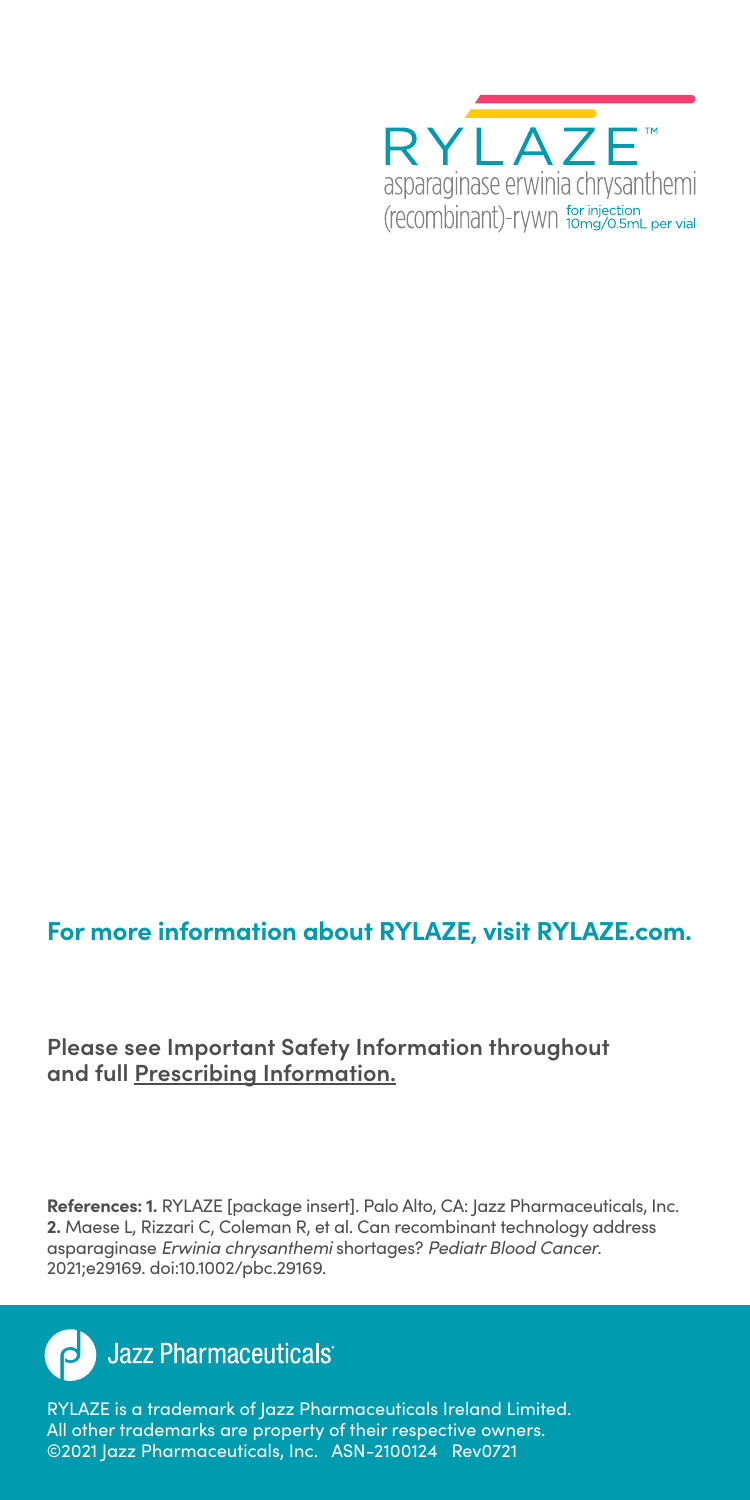RYLAZE™
asparaginase erwinia chrysanthemi
(recombinant)-rywn for injection 10mg/0.5mL per vial

**For more information about RYLAZE, visit RYLAZE.com.**

**Please see Important Safety Information throughout and full Prescribing Information.**

**References: 1.** RYLAZE [package insert]. Palo Alto, CA: Jazz Pharmaceuticals, Inc. **2.** Maese L, Rizzari C, Coleman R, et al. Can recombinant technology address asparaginase *Erwinia chrysanthemi* shortages? *Pediatr Blood Cancer*. 2021;e29169. doi:10.1002/pbc.29169.

Jazz Pharmaceuticals®

RYLAZE is a trademark of Jazz Pharmaceuticals Ireland Limited.
All other trademarks are property of their respective owners.
©2021 Jazz Pharmaceuticals, Inc. ASN-2100124 Rev0721